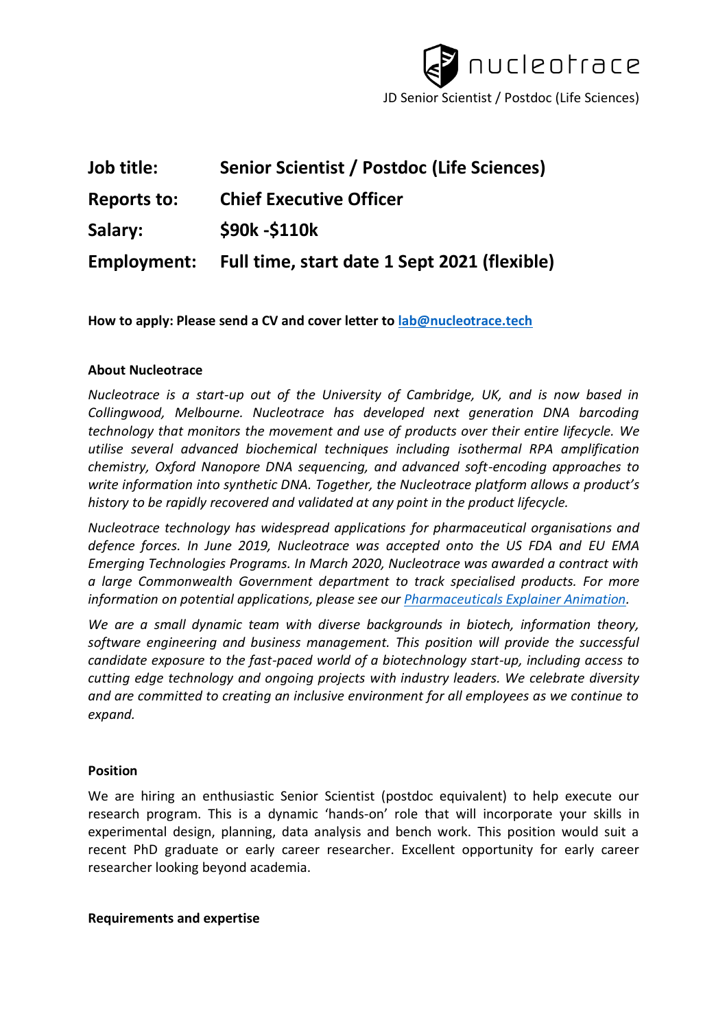| | |
|---|---|
| **Job title:** | **Senior Scientist / Postdoc (Life Sciences)** |
| **Reports to:** | **Chief Executive Officer** |
| **Salary:** | **$90k -$110k** |
| **Employment:** | **Full time, start date 1 Sept 2021 (flexible)** |

**How to apply: Please send a CV and cover letter to lab@nucleotrace.tech**

**About Nucleotrace**

*Nucleotrace is a start-up out of the University of Cambridge, UK, and is now based in Collingwood, Melbourne. Nucleotrace has developed next generation DNA barcoding technology that monitors the movement and use of products over their entire lifecycle. We utilise several advanced biochemical techniques including isothermal RPA amplification chemistry, Oxford Nanopore DNA sequencing, and advanced soft-encoding approaches to write information into synthetic DNA. Together, the Nucleotrace platform allows a product's history to be rapidly recovered and validated at any point in the product lifecycle.*

*Nucleotrace technology has widespread applications for pharmaceutical organisations and defence forces. In June 2019, Nucleotrace was accepted onto the US FDA and EU EMA Emerging Technologies Programs. In March 2020, Nucleotrace was awarded a contract with a large Commonwealth Government department to track specialised products. For more information on potential applications, please see our Pharmaceuticals Explainer Animation.*

*We are a small dynamic team with diverse backgrounds in biotech, information theory, software engineering and business management. This position will provide the successful candidate exposure to the fast-paced world of a biotechnology start-up, including access to cutting edge technology and ongoing projects with industry leaders. We celebrate diversity and are committed to creating an inclusive environment for all employees as we continue to expand.*

**Position**

We are hiring an enthusiastic Senior Scientist (postdoc equivalent) to help execute our research program. This is a dynamic 'hands-on' role that will incorporate your skills in experimental design, planning, data analysis and bench work. This position would suit a recent PhD graduate or early career researcher. Excellent opportunity for early career researcher looking beyond academia.

**Requirements and expertise**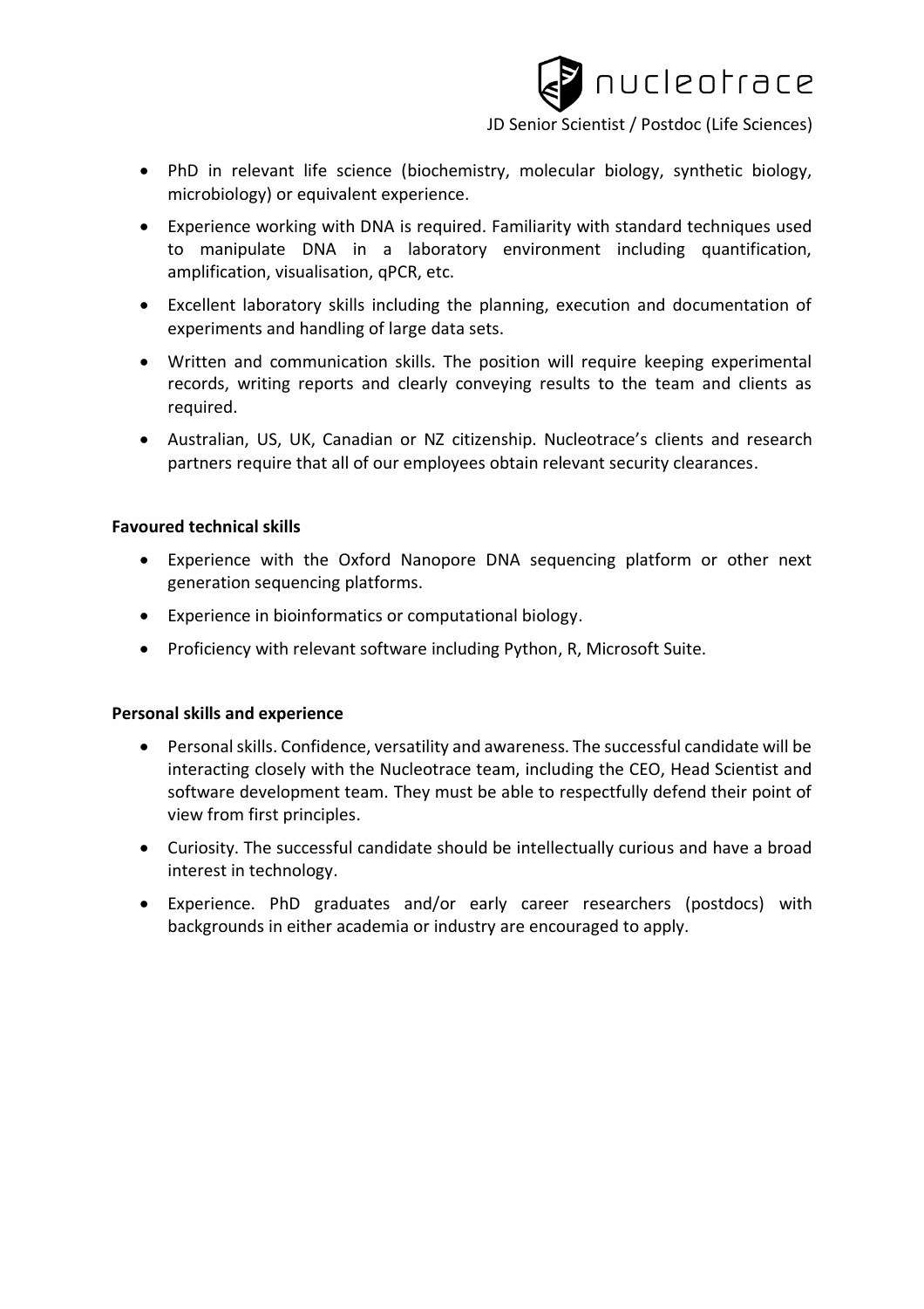- PhD in relevant life science (biochemistry, molecular biology, synthetic biology, microbiology) or equivalent experience.
- Experience working with DNA is required. Familiarity with standard techniques used to manipulate DNA in a laboratory environment including quantification, amplification, visualisation, qPCR, etc.
- Excellent laboratory skills including the planning, execution and documentation of experiments and handling of large data sets.
- Written and communication skills. The position will require keeping experimental records, writing reports and clearly conveying results to the team and clients as required.
- Australian, US, UK, Canadian or NZ citizenship. Nucleotrace's clients and research partners require that all of our employees obtain relevant security clearances.

**Favoured technical skills**

- Experience with the Oxford Nanopore DNA sequencing platform or other next generation sequencing platforms.
- Experience in bioinformatics or computational biology.
- Proficiency with relevant software including Python, R, Microsoft Suite.

**Personal skills and experience**

- Personal skills. Confidence, versatility and awareness. The successful candidate will be interacting closely with the Nucleotrace team, including the CEO, Head Scientist and software development team. They must be able to respectfully defend their point of view from first principles.
- Curiosity. The successful candidate should be intellectually curious and have a broad interest in technology.
- Experience. PhD graduates and/or early career researchers (postdocs) with backgrounds in either academia or industry are encouraged to apply.